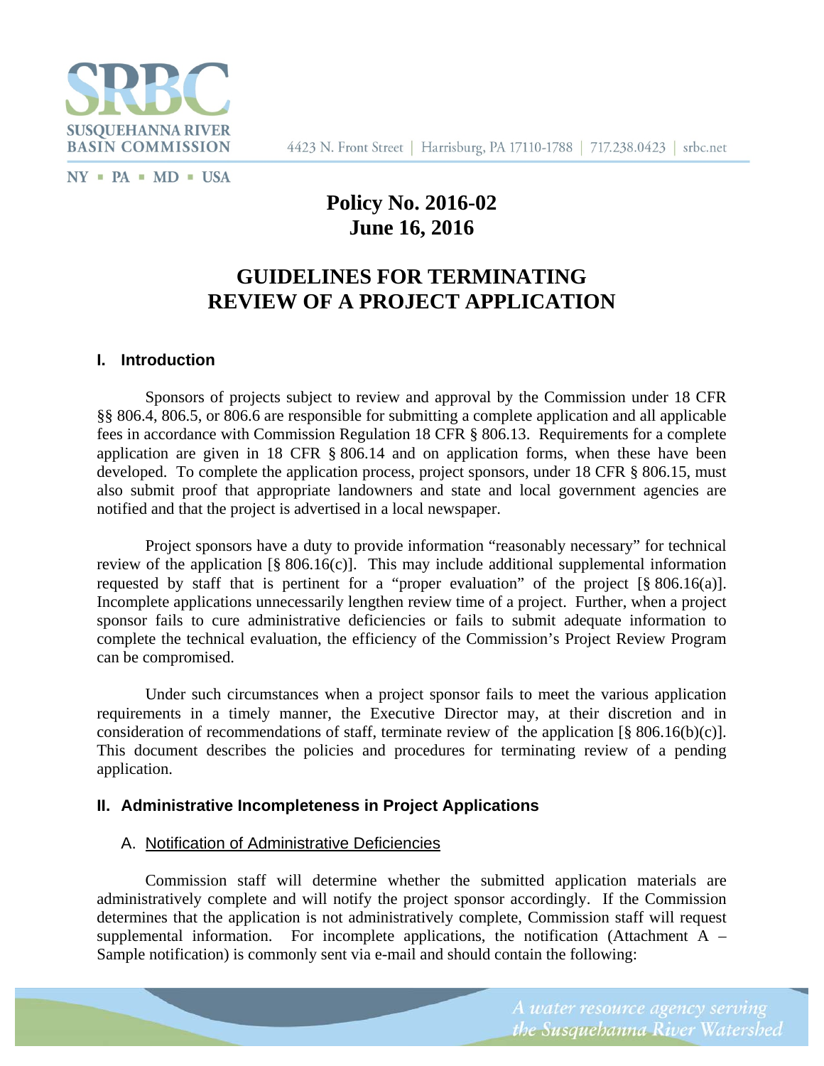**Policy No. 2016-02**
**June 16, 2016**

# GUIDELINES FOR TERMINATING REVIEW OF A PROJECT APPLICATION

## I. Introduction

Sponsors of projects subject to review and approval by the Commission under 18 CFR §§ 806.4, 806.5, or 806.6 are responsible for submitting a complete application and all applicable fees in accordance with Commission Regulation 18 CFR § 806.13. Requirements for a complete application are given in 18 CFR § 806.14 and on application forms, when these have been developed. To complete the application process, project sponsors, under 18 CFR § 806.15, must also submit proof that appropriate landowners and state and local government agencies are notified and that the project is advertised in a local newspaper.

Project sponsors have a duty to provide information "reasonably necessary" for technical review of the application [§ 806.16(c)]. This may include additional supplemental information requested by staff that is pertinent for a "proper evaluation" of the project [§ 806.16(a)]. Incomplete applications unnecessarily lengthen review time of a project. Further, when a project sponsor fails to cure administrative deficiencies or fails to submit adequate information to complete the technical evaluation, the efficiency of the Commission's Project Review Program can be compromised.

Under such circumstances when a project sponsor fails to meet the various application requirements in a timely manner, the Executive Director may, at their discretion and in consideration of recommendations of staff, terminate review of the application [§ 806.16(b)(c)]. This document describes the policies and procedures for terminating review of a pending application.

## II. Administrative Incompleteness in Project Applications

### A. Notification of Administrative Deficiencies

Commission staff will determine whether the submitted application materials are administratively complete and will notify the project sponsor accordingly. If the Commission determines that the application is not administratively complete, Commission staff will request supplemental information. For incomplete applications, the notification (Attachment A – Sample notification) is commonly sent via e-mail and should contain the following: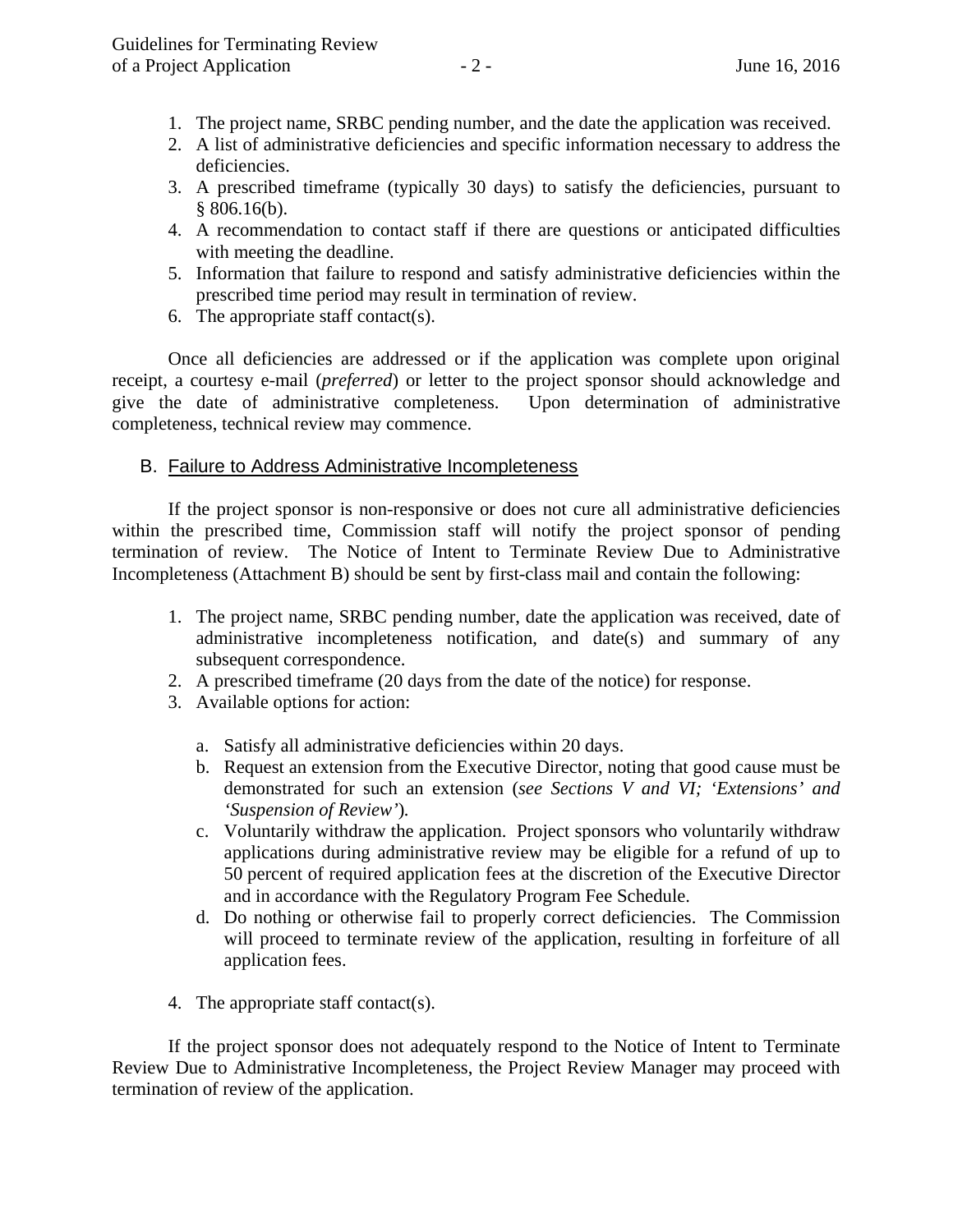1. The project name, SRBC pending number, and the date the application was received.
2. A list of administrative deficiencies and specific information necessary to address the deficiencies.
3. A prescribed timeframe (typically 30 days) to satisfy the deficiencies, pursuant to § 806.16(b).
4. A recommendation to contact staff if there are questions or anticipated difficulties with meeting the deadline.
5. Information that failure to respond and satisfy administrative deficiencies within the prescribed time period may result in termination of review.
6. The appropriate staff contact(s).

Once all deficiencies are addressed or if the application was complete upon original receipt, a courtesy e-mail (*preferred*) or letter to the project sponsor should acknowledge and give the date of administrative completeness. Upon determination of administrative completeness, technical review may commence.

### B. Failure to Address Administrative Incompleteness

If the project sponsor is non-responsive or does not cure all administrative deficiencies within the prescribed time, Commission staff will notify the project sponsor of pending termination of review. The Notice of Intent to Terminate Review Due to Administrative Incompleteness (Attachment B) should be sent by first-class mail and contain the following:

1. The project name, SRBC pending number, date the application was received, date of administrative incompleteness notification, and date(s) and summary of any subsequent correspondence.
2. A prescribed timeframe (20 days from the date of the notice) for response.
3. Available options for action:
   a. Satisfy all administrative deficiencies within 20 days.
   b. Request an extension from the Executive Director, noting that good cause must be demonstrated for such an extension (*see Sections V and VI; 'Extensions' and 'Suspension of Review'*).
   c. Voluntarily withdraw the application. Project sponsors who voluntarily withdraw applications during administrative review may be eligible for a refund of up to 50 percent of required application fees at the discretion of the Executive Director and in accordance with the Regulatory Program Fee Schedule.
   d. Do nothing or otherwise fail to properly correct deficiencies. The Commission will proceed to terminate review of the application, resulting in forfeiture of all application fees.
4. The appropriate staff contact(s).

If the project sponsor does not adequately respond to the Notice of Intent to Terminate Review Due to Administrative Incompleteness, the Project Review Manager may proceed with termination of review of the application.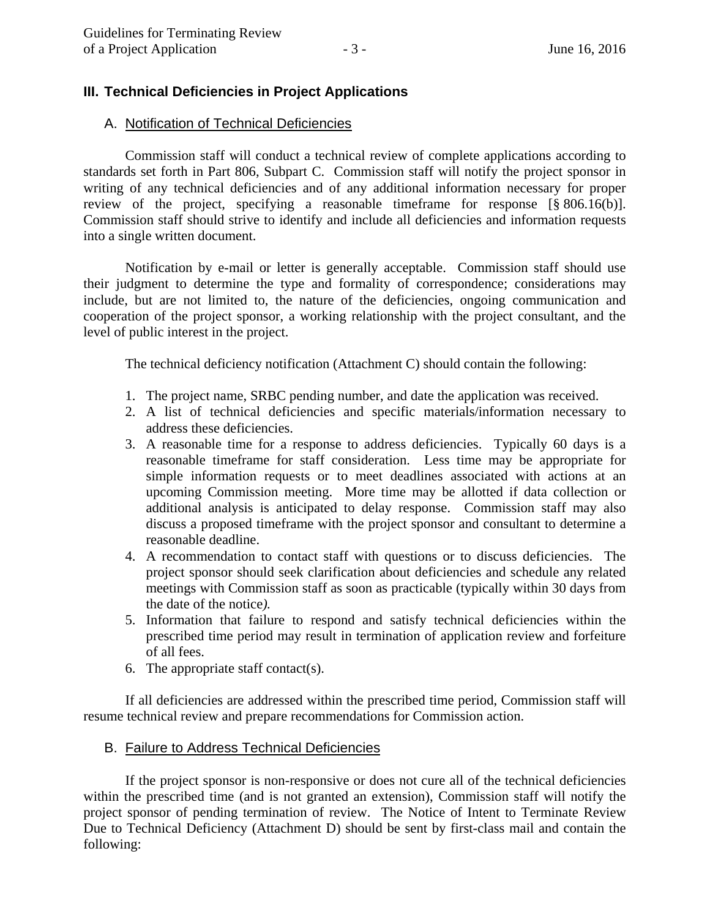## III. Technical Deficiencies in Project Applications

### A. Notification of Technical Deficiencies

Commission staff will conduct a technical review of complete applications according to standards set forth in Part 806, Subpart C. Commission staff will notify the project sponsor in writing of any technical deficiencies and of any additional information necessary for proper review of the project, specifying a reasonable timeframe for response [§ 806.16(b)]. Commission staff should strive to identify and include all deficiencies and information requests into a single written document.

Notification by e-mail or letter is generally acceptable. Commission staff should use their judgment to determine the type and formality of correspondence; considerations may include, but are not limited to, the nature of the deficiencies, ongoing communication and cooperation of the project sponsor, a working relationship with the project consultant, and the level of public interest in the project.

The technical deficiency notification (Attachment C) should contain the following:

1. The project name, SRBC pending number, and date the application was received.
2. A list of technical deficiencies and specific materials/information necessary to address these deficiencies.
3. A reasonable time for a response to address deficiencies. Typically 60 days is a reasonable timeframe for staff consideration. Less time may be appropriate for simple information requests or to meet deadlines associated with actions at an upcoming Commission meeting. More time may be allotted if data collection or additional analysis is anticipated to delay response. Commission staff may also discuss a proposed timeframe with the project sponsor and consultant to determine a reasonable deadline.
4. A recommendation to contact staff with questions or to discuss deficiencies. The project sponsor should seek clarification about deficiencies and schedule any related meetings with Commission staff as soon as practicable (typically within 30 days from the date of the notice).
5. Information that failure to respond and satisfy technical deficiencies within the prescribed time period may result in termination of application review and forfeiture of all fees.
6. The appropriate staff contact(s).

If all deficiencies are addressed within the prescribed time period, Commission staff will resume technical review and prepare recommendations for Commission action.

### B. Failure to Address Technical Deficiencies

If the project sponsor is non-responsive or does not cure all of the technical deficiencies within the prescribed time (and is not granted an extension), Commission staff will notify the project sponsor of pending termination of review. The Notice of Intent to Terminate Review Due to Technical Deficiency (Attachment D) should be sent by first-class mail and contain the following: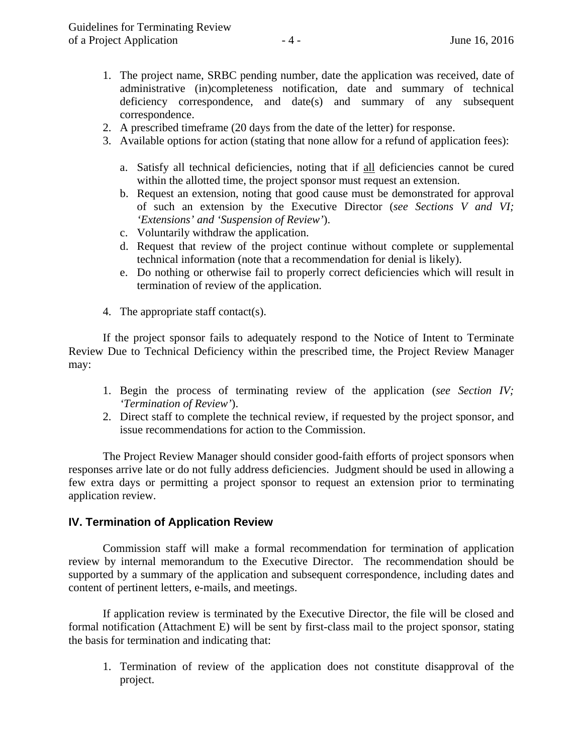1. The project name, SRBC pending number, date the application was received, date of administrative (in)completeness notification, date and summary of technical deficiency correspondence, and date(s) and summary of any subsequent correspondence.
2. A prescribed timeframe (20 days from the date of the letter) for response.
3. Available options for action (stating that none allow for a refund of application fees):

   a. Satisfy all technical deficiencies, noting that if <u>all</u> deficiencies cannot be cured within the allotted time, the project sponsor must request an extension.
   b. Request an extension, noting that good cause must be demonstrated for approval of such an extension by the Executive Director (*see Sections V and VI; 'Extensions' and 'Suspension of Review'*).
   c. Voluntarily withdraw the application.
   d. Request that review of the project continue without complete or supplemental technical information (note that a recommendation for denial is likely).
   e. Do nothing or otherwise fail to properly correct deficiencies which will result in termination of review of the application.

4. The appropriate staff contact(s).

If the project sponsor fails to adequately respond to the Notice of Intent to Terminate Review Due to Technical Deficiency within the prescribed time, the Project Review Manager may:

1. Begin the process of terminating review of the application (*see Section IV; 'Termination of Review'*).
2. Direct staff to complete the technical review, if requested by the project sponsor, and issue recommendations for action to the Commission.

The Project Review Manager should consider good-faith efforts of project sponsors when responses arrive late or do not fully address deficiencies. Judgment should be used in allowing a few extra days or permitting a project sponsor to request an extension prior to terminating application review.

## IV. Termination of Application Review

Commission staff will make a formal recommendation for termination of application review by internal memorandum to the Executive Director. The recommendation should be supported by a summary of the application and subsequent correspondence, including dates and content of pertinent letters, e-mails, and meetings.

If application review is terminated by the Executive Director, the file will be closed and formal notification (Attachment E) will be sent by first-class mail to the project sponsor, stating the basis for termination and indicating that:

1. Termination of review of the application does not constitute disapproval of the project.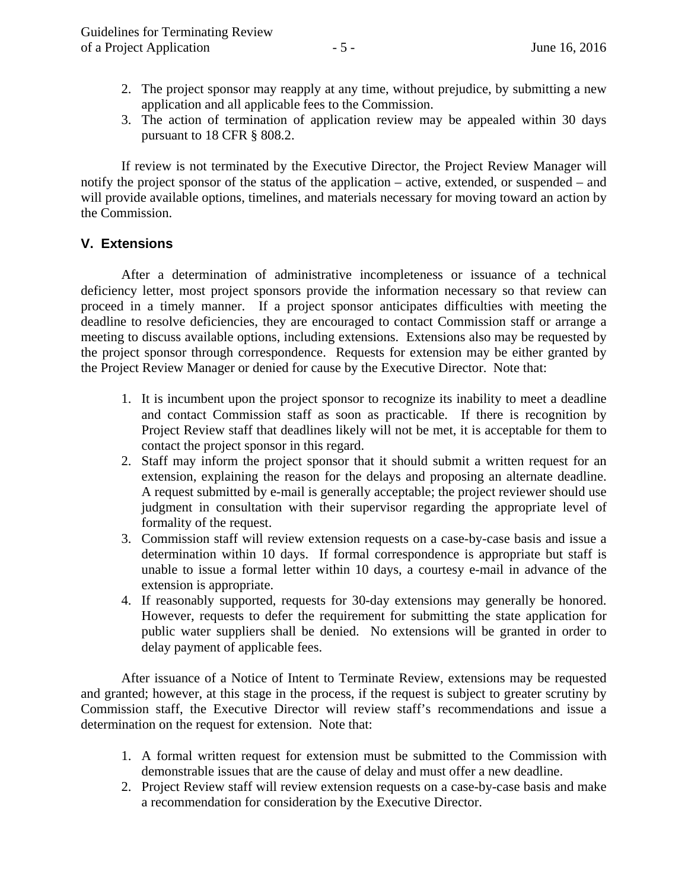2. The project sponsor may reapply at any time, without prejudice, by submitting a new application and all applicable fees to the Commission.
3. The action of termination of application review may be appealed within 30 days pursuant to 18 CFR § 808.2.

If review is not terminated by the Executive Director, the Project Review Manager will notify the project sponsor of the status of the application – active, extended, or suspended – and will provide available options, timelines, and materials necessary for moving toward an action by the Commission.

## V. Extensions

After a determination of administrative incompleteness or issuance of a technical deficiency letter, most project sponsors provide the information necessary so that review can proceed in a timely manner. If a project sponsor anticipates difficulties with meeting the deadline to resolve deficiencies, they are encouraged to contact Commission staff or arrange a meeting to discuss available options, including extensions. Extensions also may be requested by the project sponsor through correspondence. Requests for extension may be either granted by the Project Review Manager or denied for cause by the Executive Director. Note that:

1. It is incumbent upon the project sponsor to recognize its inability to meet a deadline and contact Commission staff as soon as practicable. If there is recognition by Project Review staff that deadlines likely will not be met, it is acceptable for them to contact the project sponsor in this regard.
2. Staff may inform the project sponsor that it should submit a written request for an extension, explaining the reason for the delays and proposing an alternate deadline. A request submitted by e-mail is generally acceptable; the project reviewer should use judgment in consultation with their supervisor regarding the appropriate level of formality of the request.
3. Commission staff will review extension requests on a case-by-case basis and issue a determination within 10 days. If formal correspondence is appropriate but staff is unable to issue a formal letter within 10 days, a courtesy e-mail in advance of the extension is appropriate.
4. If reasonably supported, requests for 30-day extensions may generally be honored. However, requests to defer the requirement for submitting the state application for public water suppliers shall be denied. No extensions will be granted in order to delay payment of applicable fees.

After issuance of a Notice of Intent to Terminate Review, extensions may be requested and granted; however, at this stage in the process, if the request is subject to greater scrutiny by Commission staff, the Executive Director will review staff's recommendations and issue a determination on the request for extension. Note that:

1. A formal written request for extension must be submitted to the Commission with demonstrable issues that are the cause of delay and must offer a new deadline.
2. Project Review staff will review extension requests on a case-by-case basis and make a recommendation for consideration by the Executive Director.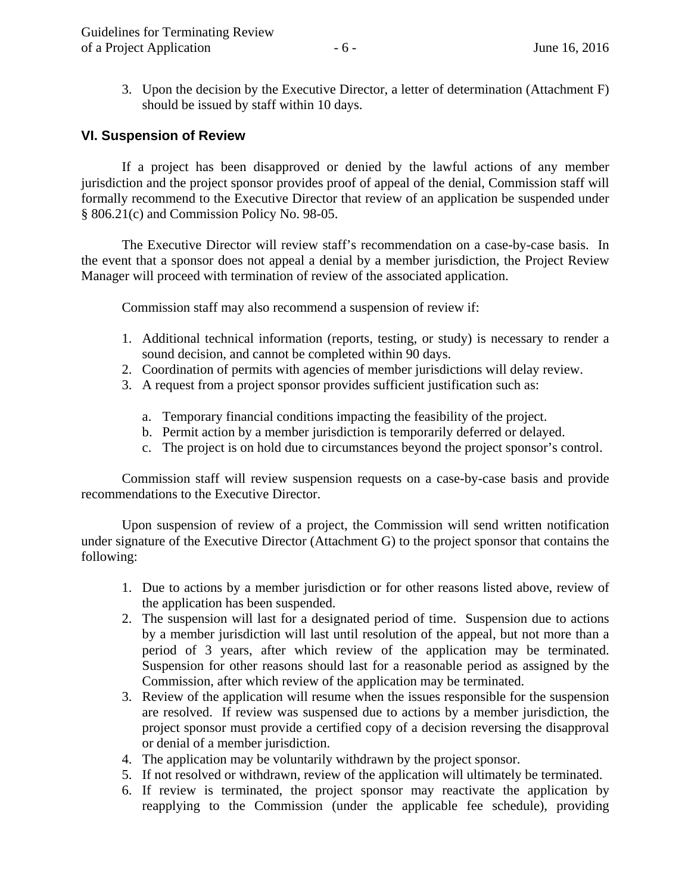3. Upon the decision by the Executive Director, a letter of determination (Attachment F) should be issued by staff within 10 days.

## VI. Suspension of Review

If a project has been disapproved or denied by the lawful actions of any member jurisdiction and the project sponsor provides proof of appeal of the denial, Commission staff will formally recommend to the Executive Director that review of an application be suspended under § 806.21(c) and Commission Policy No. 98-05.

The Executive Director will review staff's recommendation on a case-by-case basis. In the event that a sponsor does not appeal a denial by a member jurisdiction, the Project Review Manager will proceed with termination of review of the associated application.

Commission staff may also recommend a suspension of review if:

1. Additional technical information (reports, testing, or study) is necessary to render a sound decision, and cannot be completed within 90 days.
2. Coordination of permits with agencies of member jurisdictions will delay review.
3. A request from a project sponsor provides sufficient justification such as:

    a. Temporary financial conditions impacting the feasibility of the project.
    b. Permit action by a member jurisdiction is temporarily deferred or delayed.
    c. The project is on hold due to circumstances beyond the project sponsor's control.

Commission staff will review suspension requests on a case-by-case basis and provide recommendations to the Executive Director.

Upon suspension of review of a project, the Commission will send written notification under signature of the Executive Director (Attachment G) to the project sponsor that contains the following:

1. Due to actions by a member jurisdiction or for other reasons listed above, review of the application has been suspended.
2. The suspension will last for a designated period of time. Suspension due to actions by a member jurisdiction will last until resolution of the appeal, but not more than a period of 3 years, after which review of the application may be terminated. Suspension for other reasons should last for a reasonable period as assigned by the Commission, after which review of the application may be terminated.
3. Review of the application will resume when the issues responsible for the suspension are resolved. If review was suspensed due to actions by a member jurisdiction, the project sponsor must provide a certified copy of a decision reversing the disapproval or denial of a member jurisdiction.
4. The application may be voluntarily withdrawn by the project sponsor.
5. If not resolved or withdrawn, review of the application will ultimately be terminated.
6. If review is terminated, the project sponsor may reactivate the application by reapplying to the Commission (under the applicable fee schedule), providing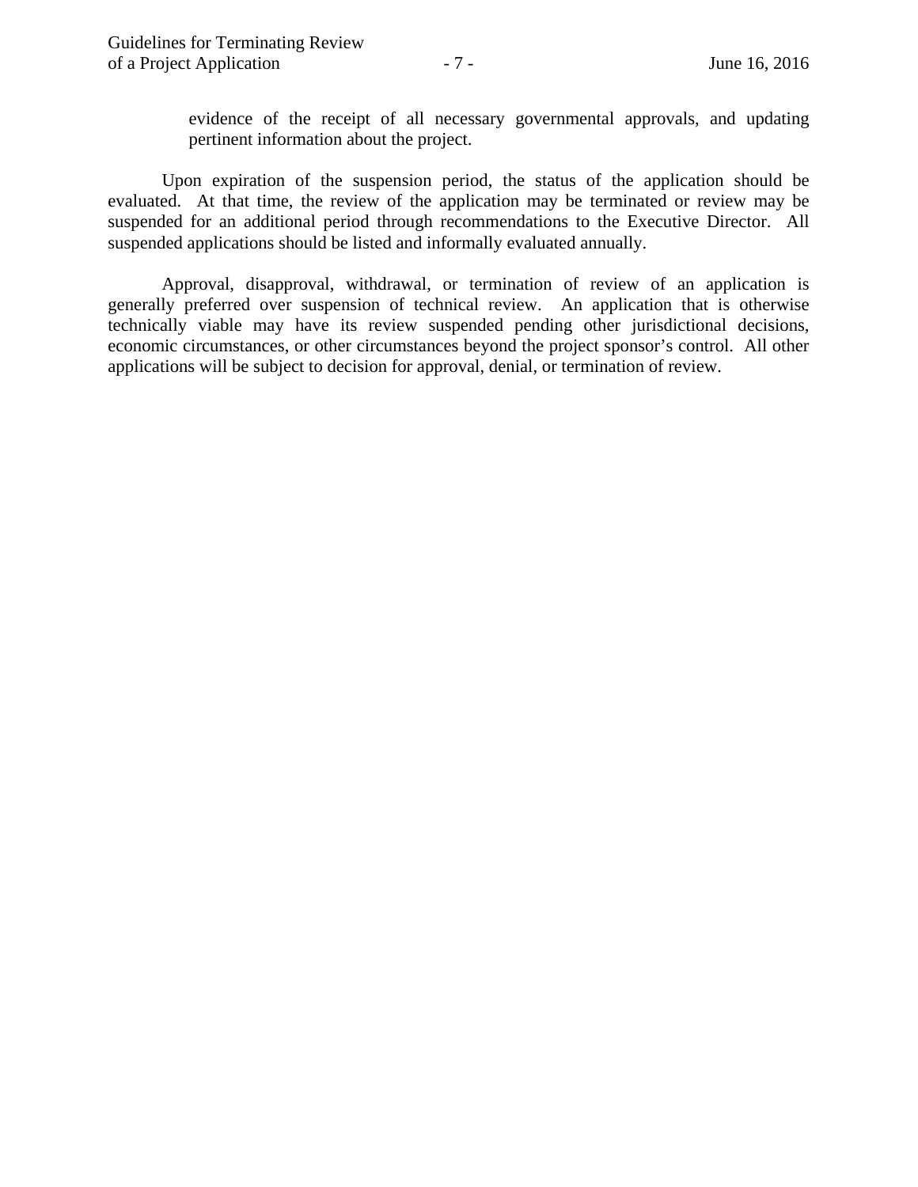evidence of the receipt of all necessary governmental approvals, and updating pertinent information about the project.

Upon expiration of the suspension period, the status of the application should be evaluated. At that time, the review of the application may be terminated or review may be suspended for an additional period through recommendations to the Executive Director. All suspended applications should be listed and informally evaluated annually.

Approval, disapproval, withdrawal, or termination of review of an application is generally preferred over suspension of technical review. An application that is otherwise technically viable may have its review suspended pending other jurisdictional decisions, economic circumstances, or other circumstances beyond the project sponsor's control. All other applications will be subject to decision for approval, denial, or termination of review.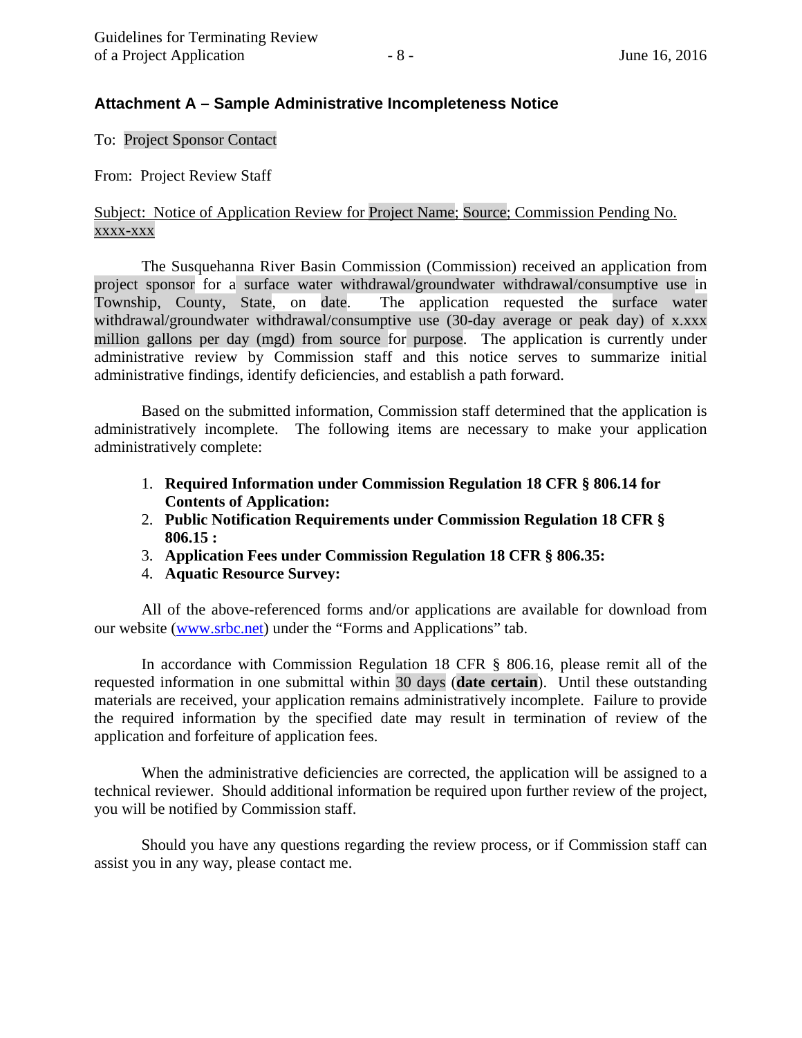## Attachment A – Sample Administrative Incompleteness Notice

To: Project Sponsor Contact

From: Project Review Staff

Subject: Notice of Application Review for Project Name; Source; Commission Pending No. xxxx-xxx

The Susquehanna River Basin Commission (Commission) received an application from project sponsor for a surface water withdrawal/groundwater withdrawal/consumptive use in Township, County, State, on date. The application requested the surface water withdrawal/groundwater withdrawal/consumptive use (30-day average or peak day) of x.xxx million gallons per day (mgd) from source for purpose. The application is currently under administrative review by Commission staff and this notice serves to summarize initial administrative findings, identify deficiencies, and establish a path forward.

Based on the submitted information, Commission staff determined that the application is administratively incomplete. The following items are necessary to make your application administratively complete:

1. **Required Information under Commission Regulation 18 CFR § 806.14 for Contents of Application:**
2. **Public Notification Requirements under Commission Regulation 18 CFR § 806.15 :**
3. **Application Fees under Commission Regulation 18 CFR § 806.35:**
4. **Aquatic Resource Survey:**

All of the above-referenced forms and/or applications are available for download from our website (www.srbc.net) under the "Forms and Applications" tab.

In accordance with Commission Regulation 18 CFR § 806.16, please remit all of the requested information in one submittal within 30 days (**date certain**). Until these outstanding materials are received, your application remains administratively incomplete. Failure to provide the required information by the specified date may result in termination of review of the application and forfeiture of application fees.

When the administrative deficiencies are corrected, the application will be assigned to a technical reviewer. Should additional information be required upon further review of the project, you will be notified by Commission staff.

Should you have any questions regarding the review process, or if Commission staff can assist you in any way, please contact me.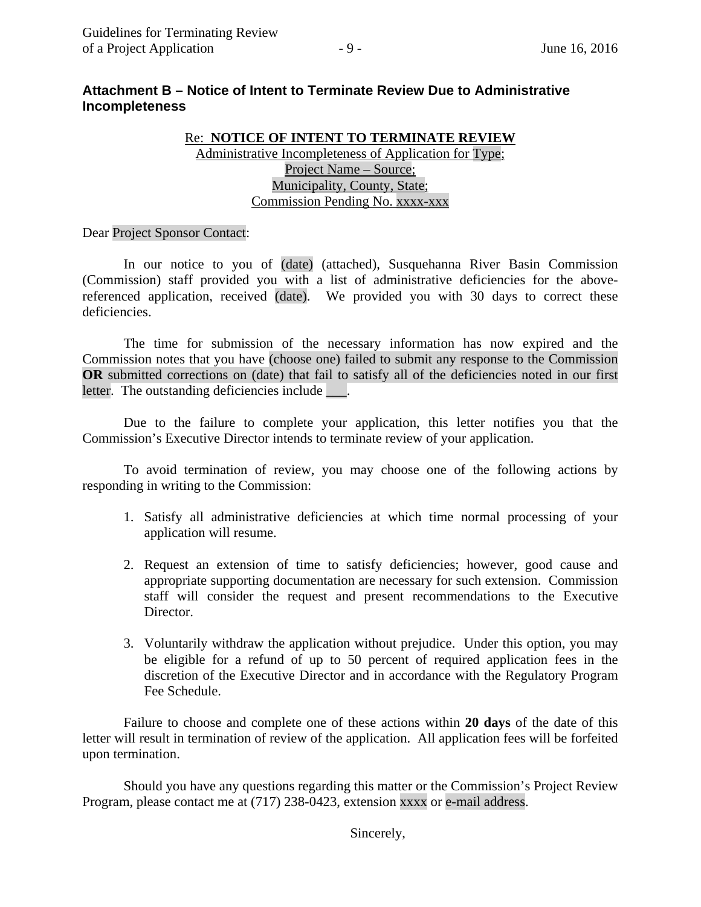## Attachment B – Notice of Intent to Terminate Review Due to Administrative Incompleteness

Re: **NOTICE OF INTENT TO TERMINATE REVIEW**
Administrative Incompleteness of Application for Type;
Project Name – Source;
Municipality, County, State;
Commission Pending No. xxxx-xxx

Dear Project Sponsor Contact:

In our notice to you of (date) (attached), Susquehanna River Basin Commission (Commission) staff provided you with a list of administrative deficiencies for the above-referenced application, received (date). We provided you with 30 days to correct these deficiencies.

The time for submission of the necessary information has now expired and the Commission notes that you have (choose one) failed to submit any response to the Commission **OR** submitted corrections on (date) that fail to satisfy all of the deficiencies noted in our first letter. The outstanding deficiencies include ___.

Due to the failure to complete your application, this letter notifies you that the Commission's Executive Director intends to terminate review of your application.

To avoid termination of review, you may choose one of the following actions by responding in writing to the Commission:

1. Satisfy all administrative deficiencies at which time normal processing of your application will resume.
2. Request an extension of time to satisfy deficiencies; however, good cause and appropriate supporting documentation are necessary for such extension. Commission staff will consider the request and present recommendations to the Executive Director.
3. Voluntarily withdraw the application without prejudice. Under this option, you may be eligible for a refund of up to 50 percent of required application fees in the discretion of the Executive Director and in accordance with the Regulatory Program Fee Schedule.

Failure to choose and complete one of these actions within **20 days** of the date of this letter will result in termination of review of the application. All application fees will be forfeited upon termination.

Should you have any questions regarding this matter or the Commission's Project Review Program, please contact me at (717) 238-0423, extension xxxx or e-mail address.

Sincerely,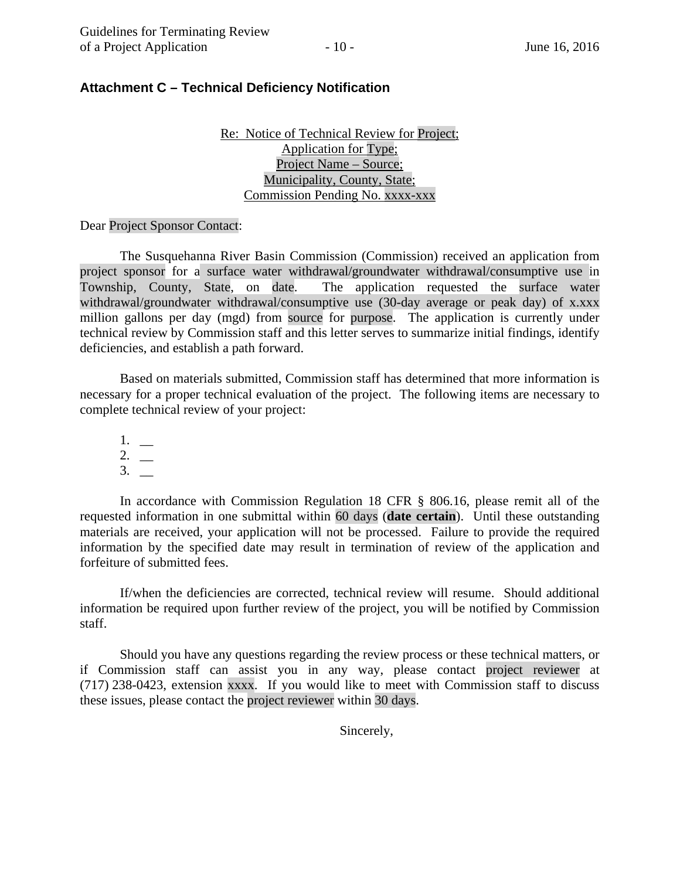## Attachment C – Technical Deficiency Notification

Re: Notice of Technical Review for Project;
Application for Type;
Project Name – Source;
Municipality, County, State;
Commission Pending No. xxxx-xxx

Dear Project Sponsor Contact:

The Susquehanna River Basin Commission (Commission) received an application from project sponsor for a surface water withdrawal/groundwater withdrawal/consumptive use in Township, County, State, on date. The application requested the surface water withdrawal/groundwater withdrawal/consumptive use (30-day average or peak day) of x.xxx million gallons per day (mgd) from source for purpose. The application is currently under technical review by Commission staff and this letter serves to summarize initial findings, identify deficiencies, and establish a path forward.

Based on materials submitted, Commission staff has determined that more information is necessary for a proper technical evaluation of the project. The following items are necessary to complete technical review of your project:

1. __
2. __
3. __

In accordance with Commission Regulation 18 CFR § 806.16, please remit all of the requested information in one submittal within 60 days (**date certain**). Until these outstanding materials are received, your application will not be processed. Failure to provide the required information by the specified date may result in termination of review of the application and forfeiture of submitted fees.

If/when the deficiencies are corrected, technical review will resume. Should additional information be required upon further review of the project, you will be notified by Commission staff.

Should you have any questions regarding the review process or these technical matters, or if Commission staff can assist you in any way, please contact project reviewer at (717) 238-0423, extension xxxx. If you would like to meet with Commission staff to discuss these issues, please contact the project reviewer within 30 days.

Sincerely,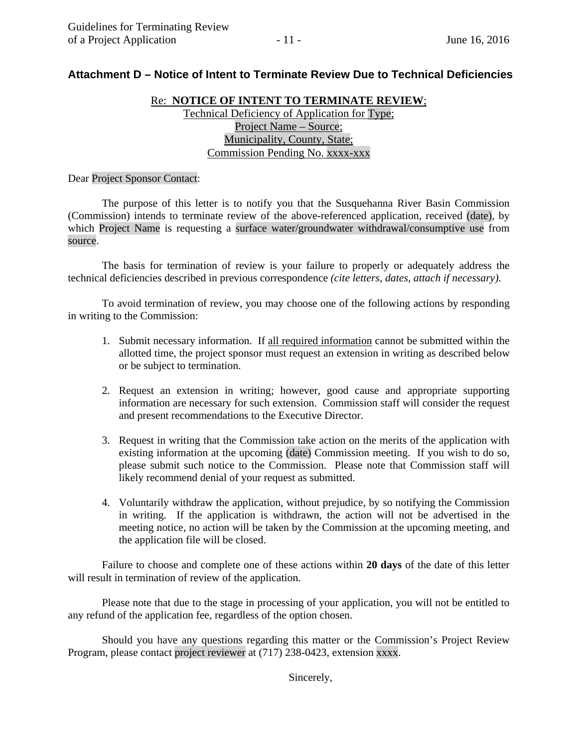## Attachment D – Notice of Intent to Terminate Review Due to Technical Deficiencies

<u>Re: **NOTICE OF INTENT TO TERMINATE REVIEW**;</u>
<u>Technical Deficiency of Application for Type;</u>
<u>Project Name – Source;</u>
<u>Municipality, County, State;</u>
<u>Commission Pending No. xxxx-xxx</u>

Dear Project Sponsor Contact:

The purpose of this letter is to notify you that the Susquehanna River Basin Commission (Commission) intends to terminate review of the above-referenced application, received (date), by which Project Name is requesting a surface water/groundwater withdrawal/consumptive use from source.

The basis for termination of review is your failure to properly or adequately address the technical deficiencies described in previous correspondence *(cite letters, dates, attach if necessary).*

To avoid termination of review, you may choose one of the following actions by responding in writing to the Commission:

1. Submit necessary information. If <u>all required information</u> cannot be submitted within the allotted time, the project sponsor must request an extension in writing as described below or be subject to termination.

2. Request an extension in writing; however, good cause and appropriate supporting information are necessary for such extension. Commission staff will consider the request and present recommendations to the Executive Director.

3. Request in writing that the Commission take action on the merits of the application with existing information at the upcoming (date) Commission meeting. If you wish to do so, please submit such notice to the Commission. Please note that Commission staff will likely recommend denial of your request as submitted.

4. Voluntarily withdraw the application, without prejudice, by so notifying the Commission in writing. If the application is withdrawn, the action will not be advertised in the meeting notice, no action will be taken by the Commission at the upcoming meeting, and the application file will be closed.

Failure to choose and complete one of these actions within **20 days** of the date of this letter will result in termination of review of the application.

Please note that due to the stage in processing of your application, you will not be entitled to any refund of the application fee, regardless of the option chosen.

Should you have any questions regarding this matter or the Commission's Project Review Program, please contact project reviewer at (717) 238-0423, extension xxxx.

Sincerely,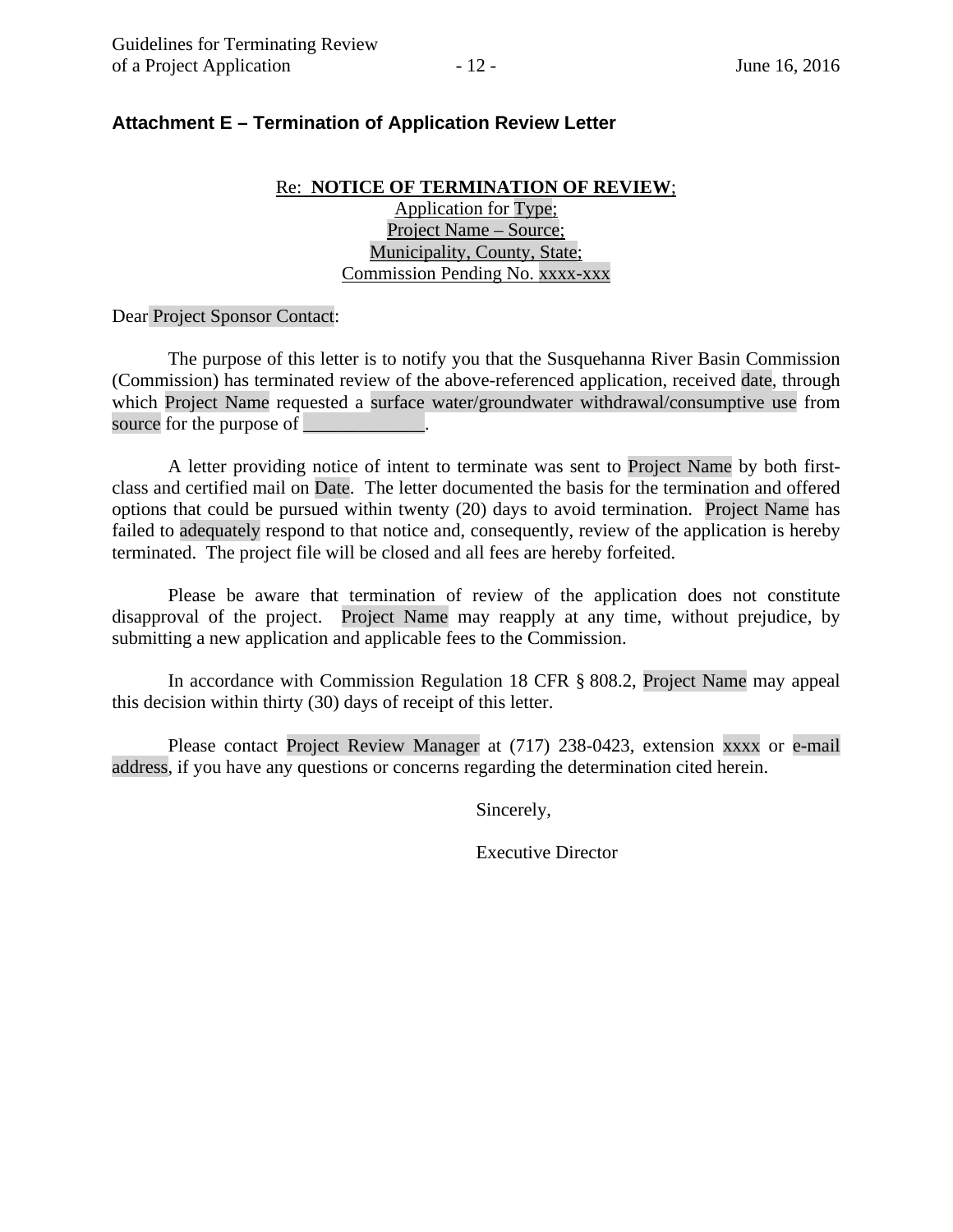## Attachment E – Termination of Application Review Letter

Re: **NOTICE OF TERMINATION OF REVIEW**;
Application for Type;
Project Name – Source;
Municipality, County, State;
Commission Pending No. xxxx-xxx

Dear Project Sponsor Contact:

The purpose of this letter is to notify you that the Susquehanna River Basin Commission (Commission) has terminated review of the above-referenced application, received date, through which Project Name requested a surface water/groundwater withdrawal/consumptive use from source for the purpose of _____________.

A letter providing notice of intent to terminate was sent to Project Name by both first-class and certified mail on Date. The letter documented the basis for the termination and offered options that could be pursued within twenty (20) days to avoid termination. Project Name has failed to adequately respond to that notice and, consequently, review of the application is hereby terminated. The project file will be closed and all fees are hereby forfeited.

Please be aware that termination of review of the application does not constitute disapproval of the project. Project Name may reapply at any time, without prejudice, by submitting a new application and applicable fees to the Commission.

In accordance with Commission Regulation 18 CFR § 808.2, Project Name may appeal this decision within thirty (30) days of receipt of this letter.

Please contact Project Review Manager at (717) 238-0423, extension xxxx or e-mail address, if you have any questions or concerns regarding the determination cited herein.

Sincerely,

Executive Director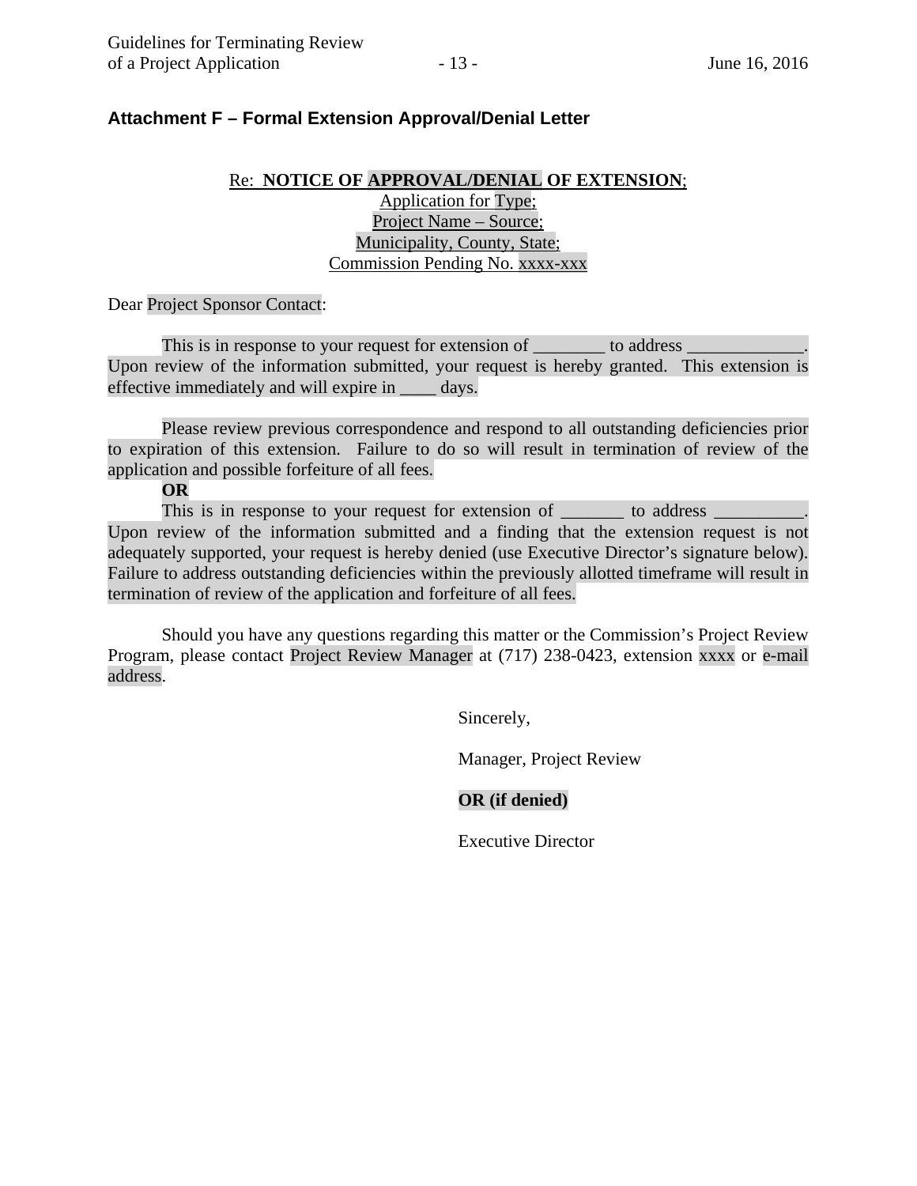## Attachment F – Formal Extension Approval/Denial Letter

Re: **NOTICE OF APPROVAL/DENIAL OF EXTENSION**;
Application for Type;
Project Name – Source;
Municipality, County, State;
Commission Pending No. xxxx-xxx

Dear Project Sponsor Contact:

This is in response to your request for extension of ________ to address _____________. Upon review of the information submitted, your request is hereby granted. This extension is effective immediately and will expire in ____ days.

Please review previous correspondence and respond to all outstanding deficiencies prior to expiration of this extension. Failure to do so will result in termination of review of the application and possible forfeiture of all fees.

**OR**

This is in response to your request for extension of _______ to address __________. Upon review of the information submitted and a finding that the extension request is not adequately supported, your request is hereby denied (use Executive Director's signature below). Failure to address outstanding deficiencies within the previously allotted timeframe will result in termination of review of the application and forfeiture of all fees.

Should you have any questions regarding this matter or the Commission's Project Review Program, please contact Project Review Manager at (717) 238-0423, extension xxxx or e-mail address.

Sincerely,

Manager, Project Review

**OR (if denied)**

Executive Director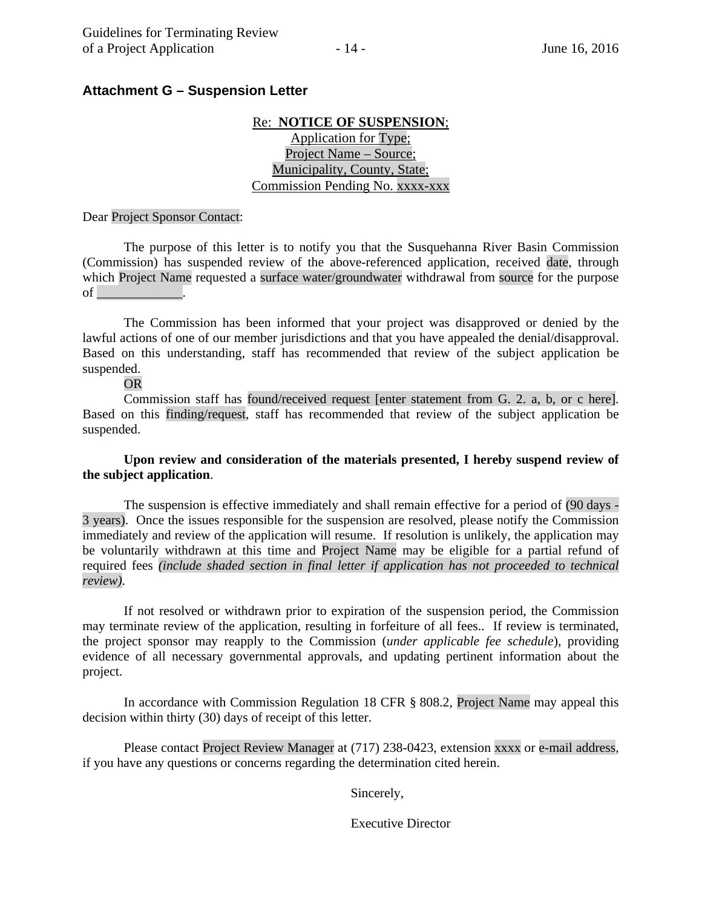## Attachment G – Suspension Letter

<u>Re: **NOTICE OF SUSPENSION**;</u>
<u>Application for Type;</u>
<u>Project Name – Source;</u>
<u>Municipality, County, State;</u>
<u>Commission Pending No. xxxx-xxx</u>

Dear Project Sponsor Contact:

The purpose of this letter is to notify you that the Susquehanna River Basin Commission (Commission) has suspended review of the above-referenced application, received date, through which Project Name requested a surface water/groundwater withdrawal from source for the purpose of _____________.

The Commission has been informed that your project was disapproved or denied by the lawful actions of one of our member jurisdictions and that you have appealed the denial/disapproval. Based on this understanding, staff has recommended that review of the subject application be suspended.

OR

Commission staff has found/received request [enter statement from G. 2. a, b, or c here]. Based on this finding/request, staff has recommended that review of the subject application be suspended.

**Upon review and consideration of the materials presented, I hereby suspend review of the subject application**.

The suspension is effective immediately and shall remain effective for a period of (90 days - 3 years). Once the issues responsible for the suspension are resolved, please notify the Commission immediately and review of the application will resume. If resolution is unlikely, the application may be voluntarily withdrawn at this time and Project Name may be eligible for a partial refund of required fees *(include shaded section in final letter if application has not proceeded to technical review)*.

If not resolved or withdrawn prior to expiration of the suspension period, the Commission may terminate review of the application, resulting in forfeiture of all fees.. If review is terminated, the project sponsor may reapply to the Commission (*under applicable fee schedule*), providing evidence of all necessary governmental approvals, and updating pertinent information about the project.

In accordance with Commission Regulation 18 CFR § 808.2, Project Name may appeal this decision within thirty (30) days of receipt of this letter.

Please contact Project Review Manager at (717) 238-0423, extension xxxx or e-mail address, if you have any questions or concerns regarding the determination cited herein.

Sincerely,

Executive Director